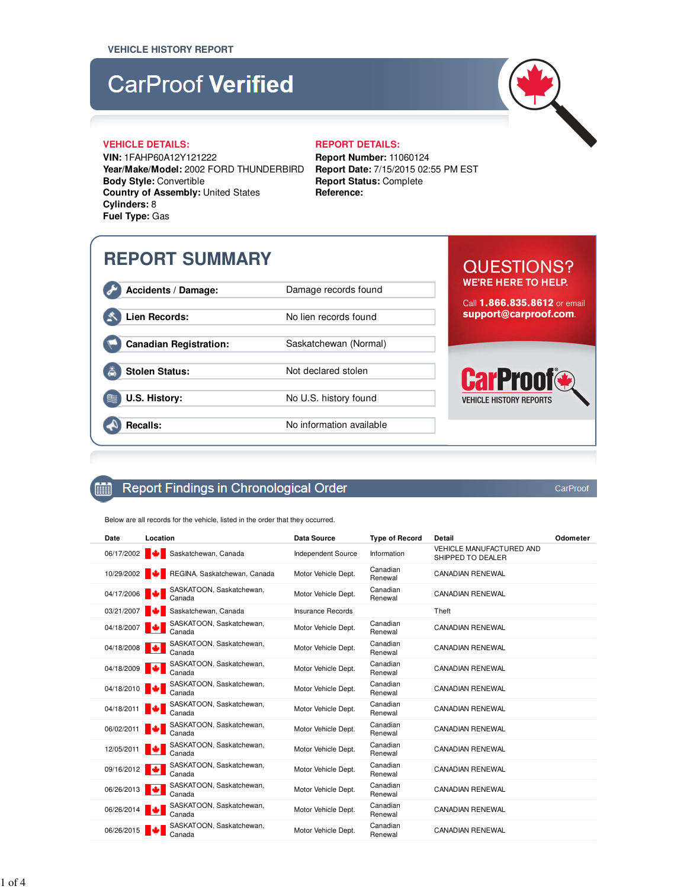VEHICLE HISTORY REPORT

# CarProof **Verified**

**VEHICLE DETAILS:**

**VIN:** 1FAHP60A12Y121222
**Year/Make/Model:** 2002 FORD THUNDERBIRD
**Body Style:** Convertible
**Country of Assembly:** United States
**Cylinders:** 8
**Fuel Type:** Gas

**REPORT DETAILS:**

**Report Number:** 11060124
**Report Date:** 7/15/2015 02:55 PM EST
**Report Status:** Complete
**Reference:**

## REPORT SUMMARY

| | |
|---|---|
| **Accidents / Damage:** | Damage records found |
| **Lien Records:** | No lien records found |
| **Canadian Registration:** | Saskatchewan (Normal) |
| **Stolen Status:** | Not declared stolen |
| **U.S. History:** | No U.S. history found |
| **Recalls:** | No information available |

QUESTIONS?
WE'RE HERE TO HELP.

Call **1.866.835.8612** or email **support@carproof.com**.

CarProof VEHICLE HISTORY REPORTS

## Report Findings in Chronological Order

CarProof

Below are all records for the vehicle, listed in the order that they occurred.

| Date | Location | Data Source | Type of Record | Detail | Odometer |
|---|---|---|---|---|---|
| 06/17/2002 | Saskatchewan, Canada | Independent Source | Information | VEHICLE MANUFACTURED AND SHIPPED TO DEALER | |
| 10/29/2002 | REGINA, Saskatchewan, Canada | Motor Vehicle Dept. | Canadian Renewal | CANADIAN RENEWAL | |
| 04/17/2006 | SASKATOON, Saskatchewan, Canada | Motor Vehicle Dept. | Canadian Renewal | CANADIAN RENEWAL | |
| 03/21/2007 | Saskatchewan, Canada | Insurance Records | | Theft | |
| 04/18/2007 | SASKATOON, Saskatchewan, Canada | Motor Vehicle Dept. | Canadian Renewal | CANADIAN RENEWAL | |
| 04/18/2008 | SASKATOON, Saskatchewan, Canada | Motor Vehicle Dept. | Canadian Renewal | CANADIAN RENEWAL | |
| 04/18/2009 | SASKATOON, Saskatchewan, Canada | Motor Vehicle Dept. | Canadian Renewal | CANADIAN RENEWAL | |
| 04/18/2010 | SASKATOON, Saskatchewan, Canada | Motor Vehicle Dept. | Canadian Renewal | CANADIAN RENEWAL | |
| 04/18/2011 | SASKATOON, Saskatchewan, Canada | Motor Vehicle Dept. | Canadian Renewal | CANADIAN RENEWAL | |
| 06/02/2011 | SASKATOON, Saskatchewan, Canada | Motor Vehicle Dept. | Canadian Renewal | CANADIAN RENEWAL | |
| 12/05/2011 | SASKATOON, Saskatchewan, Canada | Motor Vehicle Dept. | Canadian Renewal | CANADIAN RENEWAL | |
| 09/16/2012 | SASKATOON, Saskatchewan, Canada | Motor Vehicle Dept. | Canadian Renewal | CANADIAN RENEWAL | |
| 06/26/2013 | SASKATOON, Saskatchewan, Canada | Motor Vehicle Dept. | Canadian Renewal | CANADIAN RENEWAL | |
| 06/26/2014 | SASKATOON, Saskatchewan, Canada | Motor Vehicle Dept. | Canadian Renewal | CANADIAN RENEWAL | |
| 06/26/2015 | SASKATOON, Saskatchewan, Canada | Motor Vehicle Dept. | Canadian Renewal | CANADIAN RENEWAL | |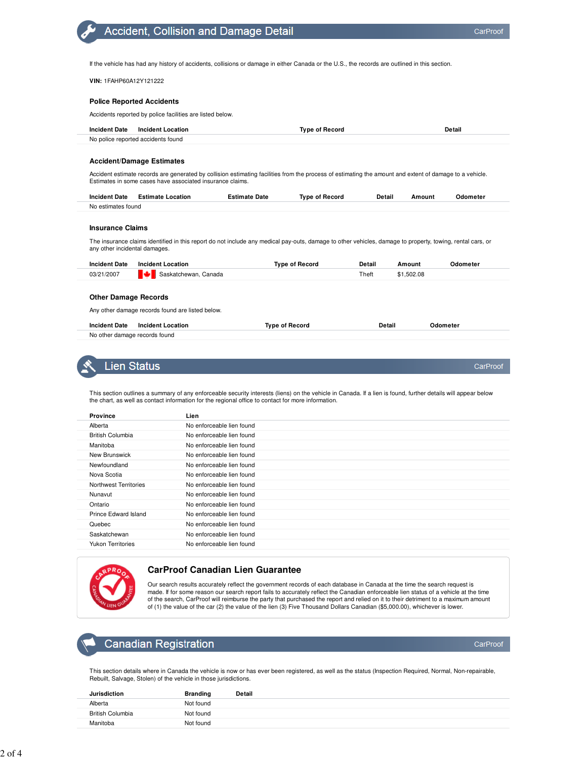## Accident, Collision and Damage Detail

CarProof

If the vehicle has had any history of accidents, collisions or damage in either Canada or the U.S., the records are outlined in this section.

**VIN:** 1FAHP60A12Y121222

### Police Reported Accidents

Accidents reported by police facilities are listed below.

| Incident Date | Incident Location | Type of Record | Detail |
|---|---|---|---|
| No police reported accidents found | | | |

### Accident/Damage Estimates

Accident estimate records are generated by collision estimating facilities from the process of estimating the amount and extent of damage to a vehicle. Estimates in some cases have associated insurance claims.

| Incident Date | Estimate Location | Estimate Date | Type of Record | Detail | Amount | Odometer |
|---|---|---|---|---|---|---|
| No estimates found | | | | | | |

### Insurance Claims

The insurance claims identified in this report do not include any medical pay-outs, damage to other vehicles, damage to property, towing, rental cars, or any other incidental damages.

| Incident Date | Incident Location | Type of Record | Detail | Amount | Odometer |
|---|---|---|---|---|---|
| 03/21/2007 | Saskatchewan, Canada | | Theft | $1,502.08 | |

### Other Damage Records

Any other damage records found are listed below.

| Incident Date | Incident Location | Type of Record | Detail | Odometer |
|---|---|---|---|---|
| No other damage records found | | | | |

## Lien Status

CarProof

This section outlines a summary of any enforceable security interests (liens) on the vehicle in Canada. If a lien is found, further details will appear below the chart, as well as contact information for the regional office to contact for more information.

| Province | Lien |
|---|---|
| Alberta | No enforceable lien found |
| British Columbia | No enforceable lien found |
| Manitoba | No enforceable lien found |
| New Brunswick | No enforceable lien found |
| Newfoundland | No enforceable lien found |
| Nova Scotia | No enforceable lien found |
| Northwest Territories | No enforceable lien found |
| Nunavut | No enforceable lien found |
| Ontario | No enforceable lien found |
| Prince Edward Island | No enforceable lien found |
| Quebec | No enforceable lien found |
| Saskatchewan | No enforceable lien found |
| Yukon Territories | No enforceable lien found |

### CarProof Canadian Lien Guarantee

Our search results accurately reflect the government records of each database in Canada at the time the search request is made. If for some reason our search report fails to accurately reflect the Canadian enforceable lien status of a vehicle at the time of the search, CarProof will reimburse the party that purchased the report and relied on it to their detriment to a maximum amount of (1) the value of the car (2) the value of the lien (3) Five Thousand Dollars Canadian ($5,000.00), whichever is lower.

## Canadian Registration

CarProof

This section details where in Canada the vehicle is now or has ever been registered, as well as the status (Inspection Required, Normal, Non-repairable, Rebuilt, Salvage, Stolen) of the vehicle in those jurisdictions.

| Jurisdiction | Branding | Detail |
|---|---|---|
| Alberta | Not found | |
| British Columbia | Not found | |
| Manitoba | Not found | |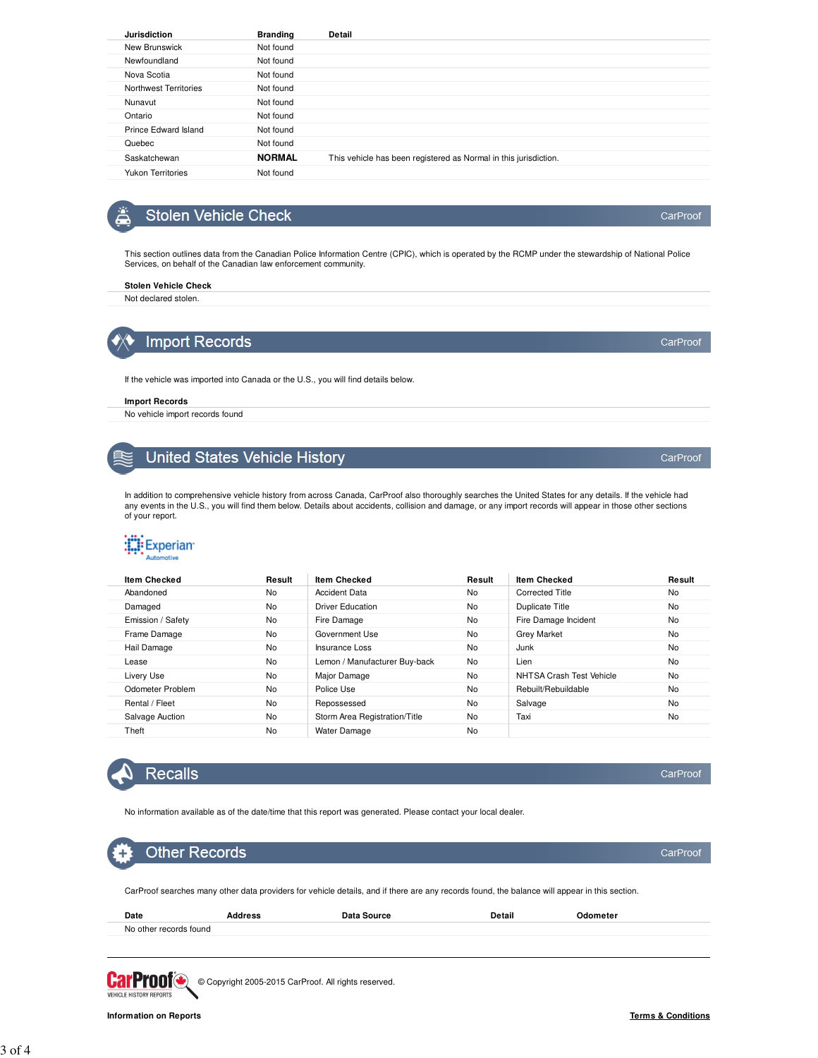| Jurisdiction | Branding | Detail |
|---|---|---|
| New Brunswick | Not found | |
| Newfoundland | Not found | |
| Nova Scotia | Not found | |
| Northwest Territories | Not found | |
| Nunavut | Not found | |
| Ontario | Not found | |
| Prince Edward Island | Not found | |
| Quebec | Not found | |
| Saskatchewan | **NORMAL** | This vehicle has been registered as Normal in this jurisdiction. |
| Yukon Territories | Not found | |

## Stolen Vehicle Check

CarProof

This section outlines data from the Canadian Police Information Centre (CPIC), which is operated by the RCMP under the stewardship of National Police Services, on behalf of the Canadian law enforcement community.

| Stolen Vehicle Check |
|---|
| Not declared stolen. |

## Import Records

CarProof

If the vehicle was imported into Canada or the U.S., you will find details below.

| Import Records |
|---|
| No vehicle import records found |

## United States Vehicle History

CarProof

In addition to comprehensive vehicle history from across Canada, CarProof also thoroughly searches the United States for any details. If the vehicle had any events in the U.S., you will find them below. Details about accidents, collision and damage, or any import records will appear in those other sections of your report.

Experian Automotive

| Item Checked | Result | Item Checked | Result | Item Checked | Result |
|---|---|---|---|---|---|
| Abandoned | No | Accident Data | No | Corrected Title | No |
| Damaged | No | Driver Education | No | Duplicate Title | No |
| Emission / Safety | No | Fire Damage | No | Fire Damage Incident | No |
| Frame Damage | No | Government Use | No | Grey Market | No |
| Hail Damage | No | Insurance Loss | No | Junk | No |
| Lease | No | Lemon / Manufacturer Buy-back | No | Lien | No |
| Livery Use | No | Major Damage | No | NHTSA Crash Test Vehicle | No |
| Odometer Problem | No | Police Use | No | Rebuilt/Rebuildable | No |
| Rental / Fleet | No | Repossessed | No | Salvage | No |
| Salvage Auction | No | Storm Area Registration/Title | No | Taxi | No |
| Theft | No | Water Damage | No | | |

## Recalls

CarProof

No information available as of the date/time that this report was generated. Please contact your local dealer.

## Other Records

CarProof

CarProof searches many other data providers for vehicle details, and if there are any records found, the balance will appear in this section.

| Date | Address | Data Source | Detail | Odometer |
|---|---|---|---|---|
| No other records found | | | | |

CarProof VEHICLE HISTORY REPORTS © Copyright 2005-2015 CarProof. All rights reserved.

**Information on Reports**

**Terms & Conditions**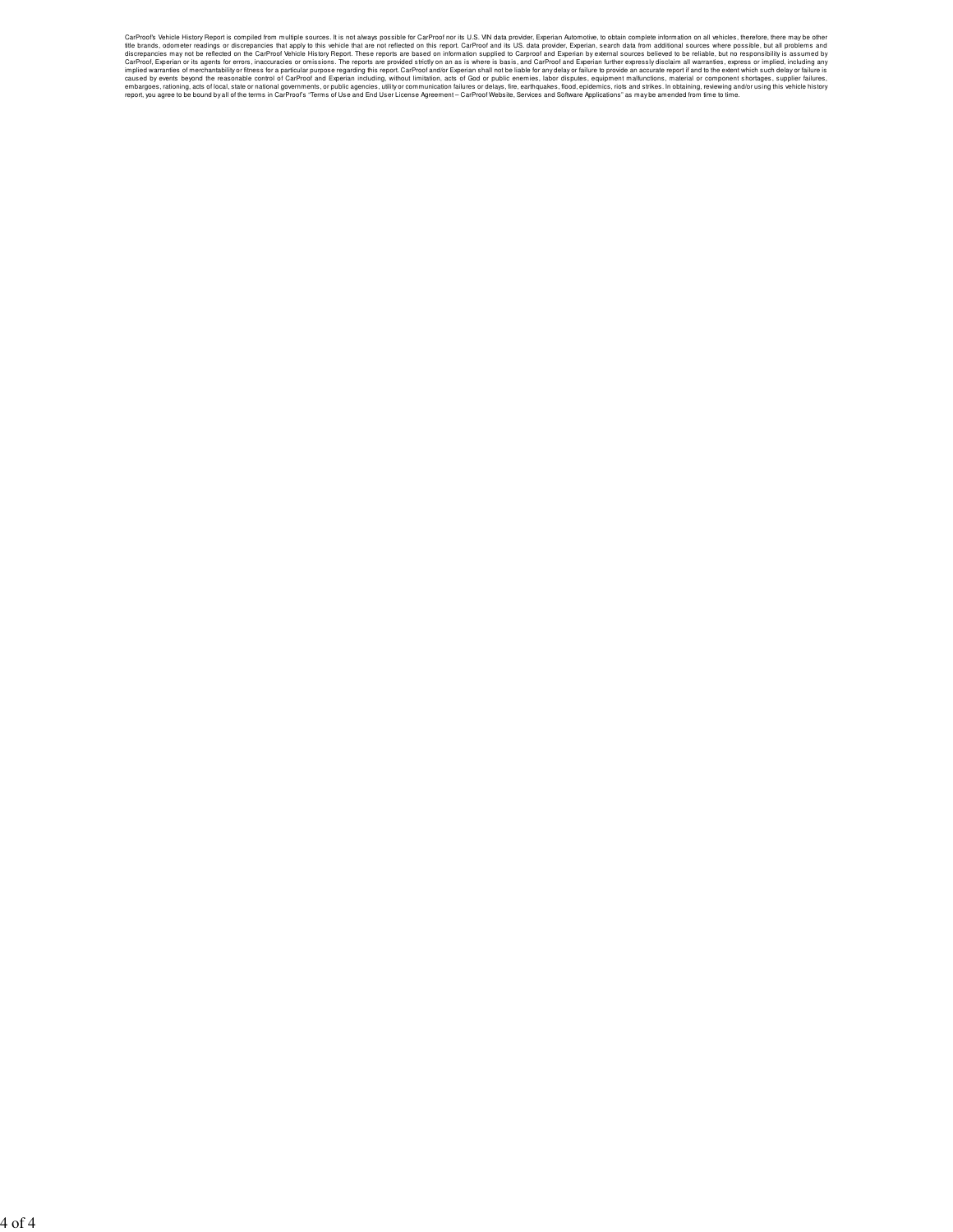CarProof's Vehicle History Report is compiled from multiple sources. It is not always possible for CarProof nor its U.S. VIN data provider, Experian Automotive, to obtain complete information on all vehicles, therefore, there may be other title brands, odometer readings or discrepancies that apply to this vehicle that are not reflected on this report. CarProof and its US. data provider, Experian, search data from additional sources where possible, but all problems and discrepancies may not be reflected on the CarProof Vehicle History Report. These reports are based on information supplied to Carproof and Experian by external sources believed to be reliable, but no responsibility is assumed by CarProof, Experian or its agents for errors, inaccuracies or omissions. The reports are provided strictly on an as is where is basis, and CarProof and Experian further expressly disclaim all warranties, express or implied, including any implied warranties of merchantability or fitness for a particular purpose regarding this report. CarProof and/or Experian shall not be liable for any delay or failure to provide an accurate report if and to the extent which such delay or failure is caused by events beyond the reasonable control of CarProof and Experian including, without limitation, acts of God or public enemies, labor disputes, equipment malfunctions, material or component shortages, supplier failures, embargoes, rationing, acts of local, state or national governments, or public agencies, utility or communication failures or delays, fire, earthquakes, flood, epidemics, riots and strikes. In obtaining, reviewing and/or using this vehicle history report, you agree to be bound by all of the terms in CarProof's "Terms of Use and End User License Agreement – CarProof Website, Services and Software Applications" as may be amended from time to time.